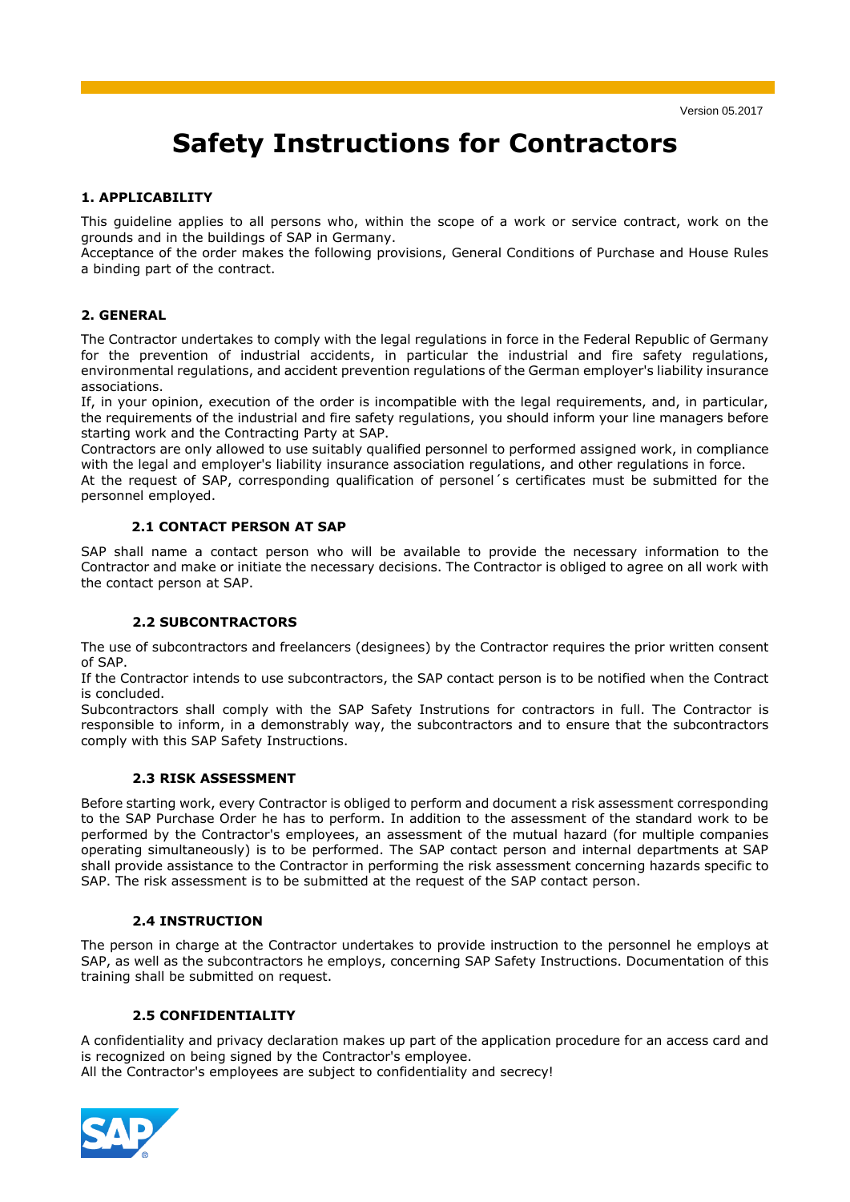Version 05.2017

# Safety Instructions for Contractors

## 1. APPLICABILITY

This guideline applies to all persons who, within the scope of a work or service contract, work on the grounds and in the buildings of SAP in Germany.
Acceptance of the order makes the following provisions, General Conditions of Purchase and House Rules a binding part of the contract.

## 2. GENERAL

The Contractor undertakes to comply with the legal regulations in force in the Federal Republic of Germany for the prevention of industrial accidents, in particular the industrial and fire safety regulations, environmental regulations, and accident prevention regulations of the German employer's liability insurance associations.
If, in your opinion, execution of the order is incompatible with the legal requirements, and, in particular, the requirements of the industrial and fire safety regulations, you should inform your line managers before starting work and the Contracting Party at SAP.
Contractors are only allowed to use suitably qualified personnel to performed assigned work, in compliance with the legal and employer's liability insurance association regulations, and other regulations in force.
At the request of SAP, corresponding qualification of personel´s certificates must be submitted for the personnel employed.

### 2.1 CONTACT PERSON AT SAP

SAP shall name a contact person who will be available to provide the necessary information to the Contractor and make or initiate the necessary decisions. The Contractor is obliged to agree on all work with the contact person at SAP.

### 2.2 SUBCONTRACTORS

The use of subcontractors and freelancers (designees) by the Contractor requires the prior written consent of SAP.
If the Contractor intends to use subcontractors, the SAP contact person is to be notified when the Contract is concluded.
Subcontractors shall comply with the SAP Safety Instrutions for contractors in full. The Contractor is responsible to inform, in a demonstrably way, the subcontractors and to ensure that the subcontractors comply with this SAP Safety Instructions.

### 2.3 RISK ASSESSMENT

Before starting work, every Contractor is obliged to perform and document a risk assessment corresponding to the SAP Purchase Order he has to perform. In addition to the assessment of the standard work to be performed by the Contractor's employees, an assessment of the mutual hazard (for multiple companies operating simultaneously) is to be performed. The SAP contact person and internal departments at SAP shall provide assistance to the Contractor in performing the risk assessment concerning hazards specific to SAP. The risk assessment is to be submitted at the request of the SAP contact person.

### 2.4 INSTRUCTION

The person in charge at the Contractor undertakes to provide instruction to the personnel he employs at SAP, as well as the subcontractors he employs, concerning SAP Safety Instructions. Documentation of this training shall be submitted on request.

### 2.5 CONFIDENTIALITY

A confidentiality and privacy declaration makes up part of the application procedure for an access card and is recognized on being signed by the Contractor's employee.
All the Contractor's employees are subject to confidentiality and secrecy!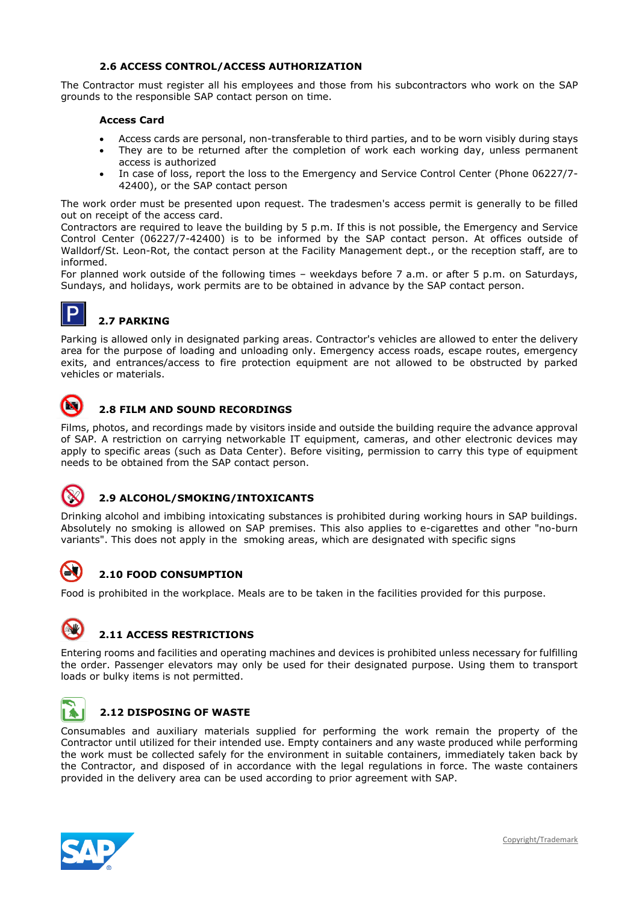### 2.6 ACCESS CONTROL/ACCESS AUTHORIZATION

The Contractor must register all his employees and those from his subcontractors who work on the SAP grounds to the responsible SAP contact person on time.

#### Access Card

- Access cards are personal, non-transferable to third parties, and to be worn visibly during stays
- They are to be returned after the completion of work each working day, unless permanent access is authorized
- In case of loss, report the loss to the Emergency and Service Control Center (Phone 06227/7-42400), or the SAP contact person

The work order must be presented upon request. The tradesmen's access permit is generally to be filled out on receipt of the access card.
Contractors are required to leave the building by 5 p.m. If this is not possible, the Emergency and Service Control Center (06227/7-42400) is to be informed by the SAP contact person. At offices outside of Walldorf/St. Leon-Rot, the contact person at the Facility Management dept., or the reception staff, are to informed.
For planned work outside of the following times – weekdays before 7 a.m. or after 5 p.m. on Saturdays, Sundays, and holidays, work permits are to be obtained in advance by the SAP contact person.

### 2.7 PARKING

Parking is allowed only in designated parking areas. Contractor's vehicles are allowed to enter the delivery area for the purpose of loading and unloading only. Emergency access roads, escape routes, emergency exits, and entrances/access to fire protection equipment are not allowed to be obstructed by parked vehicles or materials.

### 2.8 FILM AND SOUND RECORDINGS

Films, photos, and recordings made by visitors inside and outside the building require the advance approval of SAP. A restriction on carrying networkable IT equipment, cameras, and other electronic devices may apply to specific areas (such as Data Center). Before visiting, permission to carry this type of equipment needs to be obtained from the SAP contact person.

### 2.9 ALCOHOL/SMOKING/INTOXICANTS

Drinking alcohol and imbibing intoxicating substances is prohibited during working hours in SAP buildings. Absolutely no smoking is allowed on SAP premises. This also applies to e-cigarettes and other "no-burn variants". This does not apply in the smoking areas, which are designated with specific signs

### 2.10 FOOD CONSUMPTION

Food is prohibited in the workplace. Meals are to be taken in the facilities provided for this purpose.

### 2.11 ACCESS RESTRICTIONS

Entering rooms and facilities and operating machines and devices is prohibited unless necessary for fulfilling the order. Passenger elevators may only be used for their designated purpose. Using them to transport loads or bulky items is not permitted.

### 2.12 DISPOSING OF WASTE

Consumables and auxiliary materials supplied for performing the work remain the property of the Contractor until utilized for their intended use. Empty containers and any waste produced while performing the work must be collected safely for the environment in suitable containers, immediately taken back by the Contractor, and disposed of in accordance with the legal regulations in force. The waste containers provided in the delivery area can be used according to prior agreement with SAP.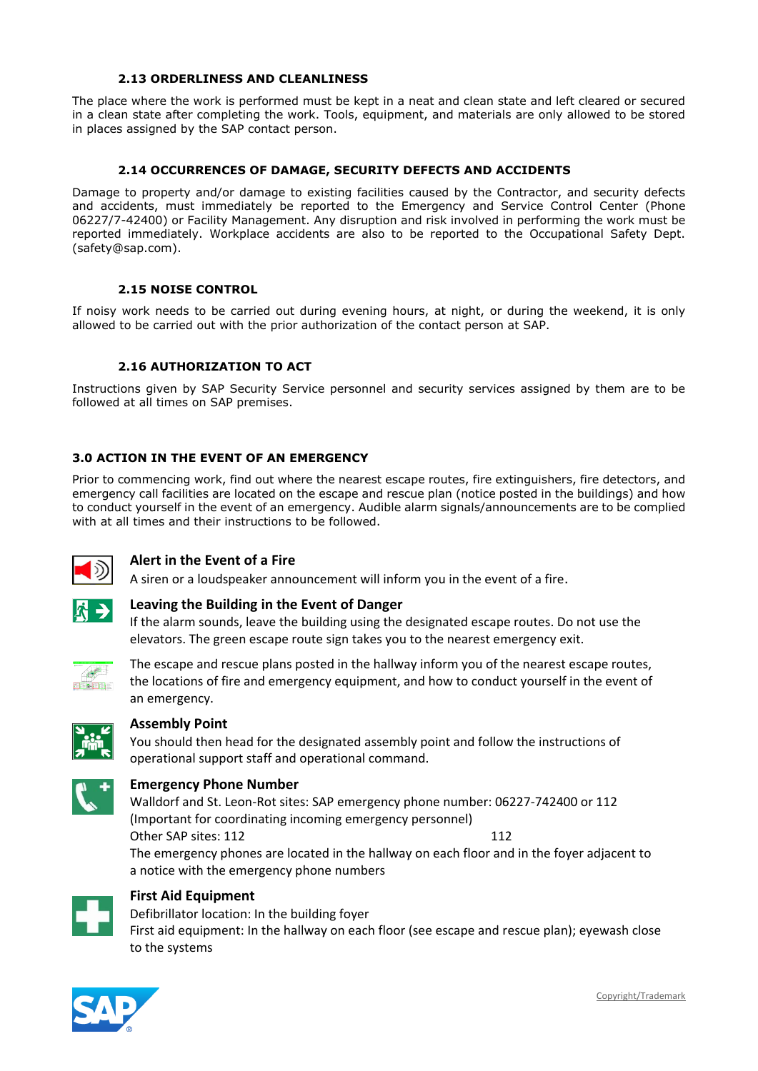### 2.13 ORDERLINESS AND CLEANLINESS

The place where the work is performed must be kept in a neat and clean state and left cleared or secured in a clean state after completing the work. Tools, equipment, and materials are only allowed to be stored in places assigned by the SAP contact person.

### 2.14 OCCURRENCES OF DAMAGE, SECURITY DEFECTS AND ACCIDENTS

Damage to property and/or damage to existing facilities caused by the Contractor, and security defects and accidents, must immediately be reported to the Emergency and Service Control Center (Phone 06227/7-42400) or Facility Management. Any disruption and risk involved in performing the work must be reported immediately. Workplace accidents are also to be reported to the Occupational Safety Dept. (safety@sap.com).

### 2.15 NOISE CONTROL

If noisy work needs to be carried out during evening hours, at night, or during the weekend, it is only allowed to be carried out with the prior authorization of the contact person at SAP.

### 2.16 AUTHORIZATION TO ACT

Instructions given by SAP Security Service personnel and security services assigned by them are to be followed at all times on SAP premises.

## 3.0 ACTION IN THE EVENT OF AN EMERGENCY

Prior to commencing work, find out where the nearest escape routes, fire extinguishers, fire detectors, and emergency call facilities are located on the escape and rescue plan (notice posted in the buildings) and how to conduct yourself in the event of an emergency. Audible alarm signals/announcements are to be complied with at all times and their instructions to be followed.

**Alert in the Event of a Fire**

A siren or a loudspeaker announcement will inform you in the event of a fire.

**Leaving the Building in the Event of Danger**

If the alarm sounds, leave the building using the designated escape routes. Do not use the elevators. The green escape route sign takes you to the nearest emergency exit.

The escape and rescue plans posted in the hallway inform you of the nearest escape routes, the locations of fire and emergency equipment, and how to conduct yourself in the event of an emergency.

**Assembly Point**

You should then head for the designated assembly point and follow the instructions of operational support staff and operational command.

**Emergency Phone Number**

Walldorf and St. Leon-Rot sites: SAP emergency phone number: 06227-742400 or 112 (Important for coordinating incoming emergency personnel)

Other SAP sites: 112 112

The emergency phones are located in the hallway on each floor and in the foyer adjacent to a notice with the emergency phone numbers

**First Aid Equipment**

Defibrillator location: In the building foyer

First aid equipment: In the hallway on each floor (see escape and rescue plan); eyewash close to the systems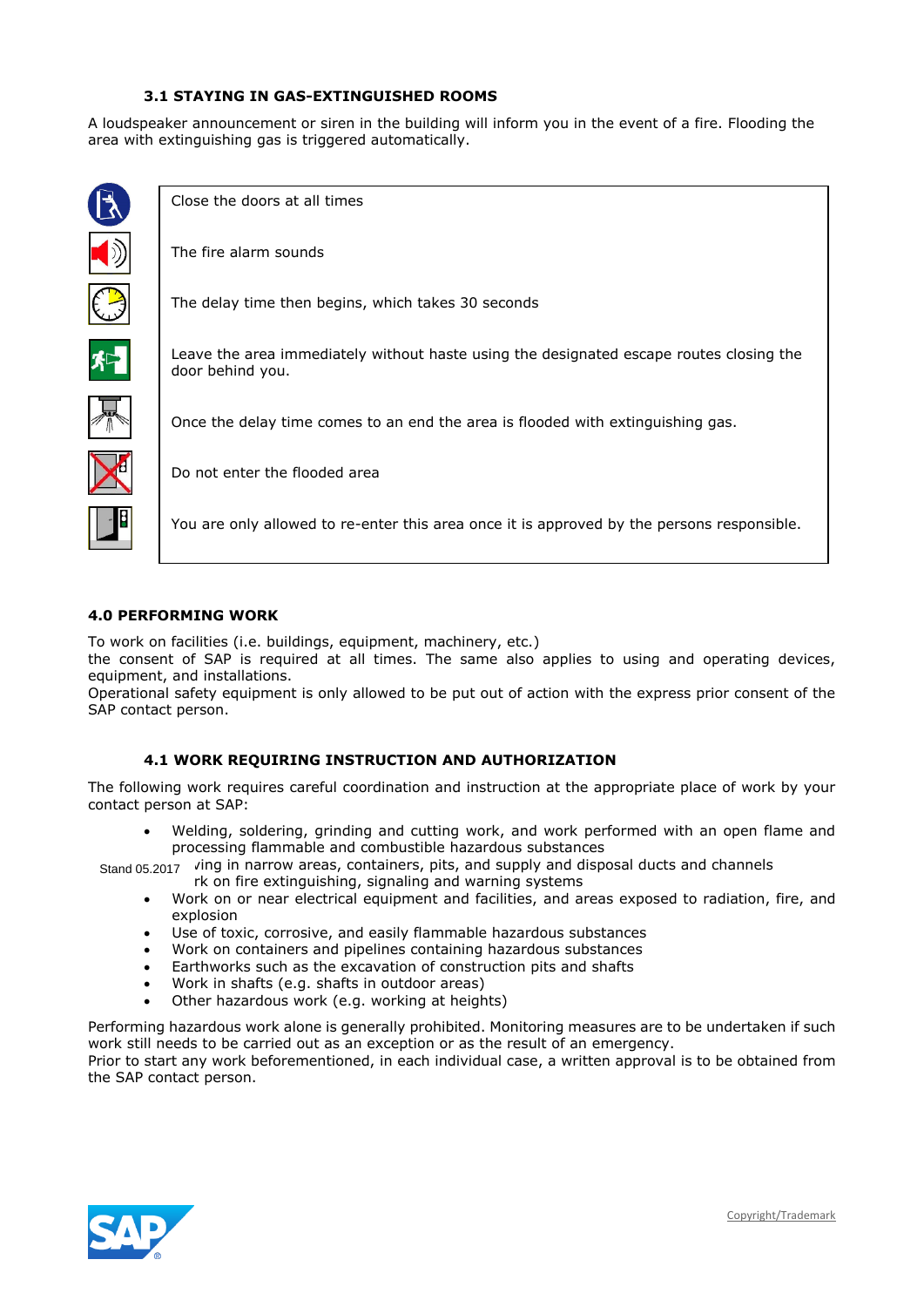### 3.1 STAYING IN GAS-EXTINGUISHED ROOMS

A loudspeaker announcement or siren in the building will inform you in the event of a fire. Flooding the area with extinguishing gas is triggered automatically.

| |
|---|
| Close the doors at all times |
| The fire alarm sounds |
| The delay time then begins, which takes 30 seconds |
| Leave the area immediately without haste using the designated escape routes closing the door behind you. |
| Once the delay time comes to an end the area is flooded with extinguishing gas. |
| Do not enter the flooded area |
| You are only allowed to re-enter this area once it is approved by the persons responsible. |

## 4.0 PERFORMING WORK

To work on facilities (i.e. buildings, equipment, machinery, etc.)
the consent of SAP is required at all times. The same also applies to using and operating devices, equipment, and installations.
Operational safety equipment is only allowed to be put out of action with the express prior consent of the SAP contact person.

### 4.1 WORK REQUIRING INSTRUCTION AND AUTHORIZATION

The following work requires careful coordination and instruction at the appropriate place of work by your contact person at SAP:

- Welding, soldering, grinding and cutting work, and work performed with an open flame and processing flammable and combustible hazardous substances
- ving in narrow areas, containers, pits, and supply and disposal ducts and channels
- rk on fire extinguishing, signaling and warning systems
- Work on or near electrical equipment and facilities, and areas exposed to radiation, fire, and explosion
- Use of toxic, corrosive, and easily flammable hazardous substances
- Work on containers and pipelines containing hazardous substances
- Earthworks such as the excavation of construction pits and shafts
- Work in shafts (e.g. shafts in outdoor areas)
- Other hazardous work (e.g. working at heights)

Performing hazardous work alone is generally prohibited. Monitoring measures are to be undertaken if such work still needs to be carried out as an exception or as the result of an emergency.
Prior to start any work beforementioned, in each individual case, a written approval is to be obtained from the SAP contact person.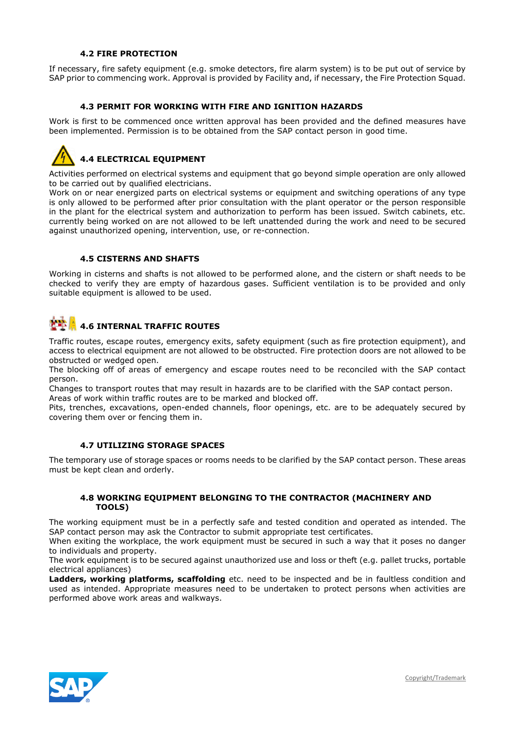### 4.2 FIRE PROTECTION

If necessary, fire safety equipment (e.g. smoke detectors, fire alarm system) is to be put out of service by SAP prior to commencing work. Approval is provided by Facility and, if necessary, the Fire Protection Squad.

### 4.3 PERMIT FOR WORKING WITH FIRE AND IGNITION HAZARDS

Work is first to be commenced once written approval has been provided and the defined measures have been implemented. Permission is to be obtained from the SAP contact person in good time.

### 4.4 ELECTRICAL EQUIPMENT

Activities performed on electrical systems and equipment that go beyond simple operation are only allowed to be carried out by qualified electricians.
Work on or near energized parts on electrical systems or equipment and switching operations of any type is only allowed to be performed after prior consultation with the plant operator or the person responsible in the plant for the electrical system and authorization to perform has been issued. Switch cabinets, etc. currently being worked on are not allowed to be left unattended during the work and need to be secured against unauthorized opening, intervention, use, or re-connection.

### 4.5 CISTERNS AND SHAFTS

Working in cisterns and shafts is not allowed to be performed alone, and the cistern or shaft needs to be checked to verify they are empty of hazardous gases. Sufficient ventilation is to be provided and only suitable equipment is allowed to be used.

### 4.6 INTERNAL TRAFFIC ROUTES

Traffic routes, escape routes, emergency exits, safety equipment (such as fire protection equipment), and access to electrical equipment are not allowed to be obstructed. Fire protection doors are not allowed to be obstructed or wedged open.
The blocking off of areas of emergency and escape routes need to be reconciled with the SAP contact person.
Changes to transport routes that may result in hazards are to be clarified with the SAP contact person.
Areas of work within traffic routes are to be marked and blocked off.
Pits, trenches, excavations, open-ended channels, floor openings, etc. are to be adequately secured by covering them over or fencing them in.

### 4.7 UTILIZING STORAGE SPACES

The temporary use of storage spaces or rooms needs to be clarified by the SAP contact person. These areas must be kept clean and orderly.

### 4.8 WORKING EQUIPMENT BELONGING TO THE CONTRACTOR (MACHINERY AND TOOLS)

The working equipment must be in a perfectly safe and tested condition and operated as intended. The SAP contact person may ask the Contractor to submit appropriate test certificates.
When exiting the workplace, the work equipment must be secured in such a way that it poses no danger to individuals and property.
The work equipment is to be secured against unauthorized use and loss or theft (e.g. pallet trucks, portable electrical appliances)
**Ladders, working platforms, scaffolding** etc. need to be inspected and be in faultless condition and used as intended. Appropriate measures need to be undertaken to protect persons when activities are performed above work areas and walkways.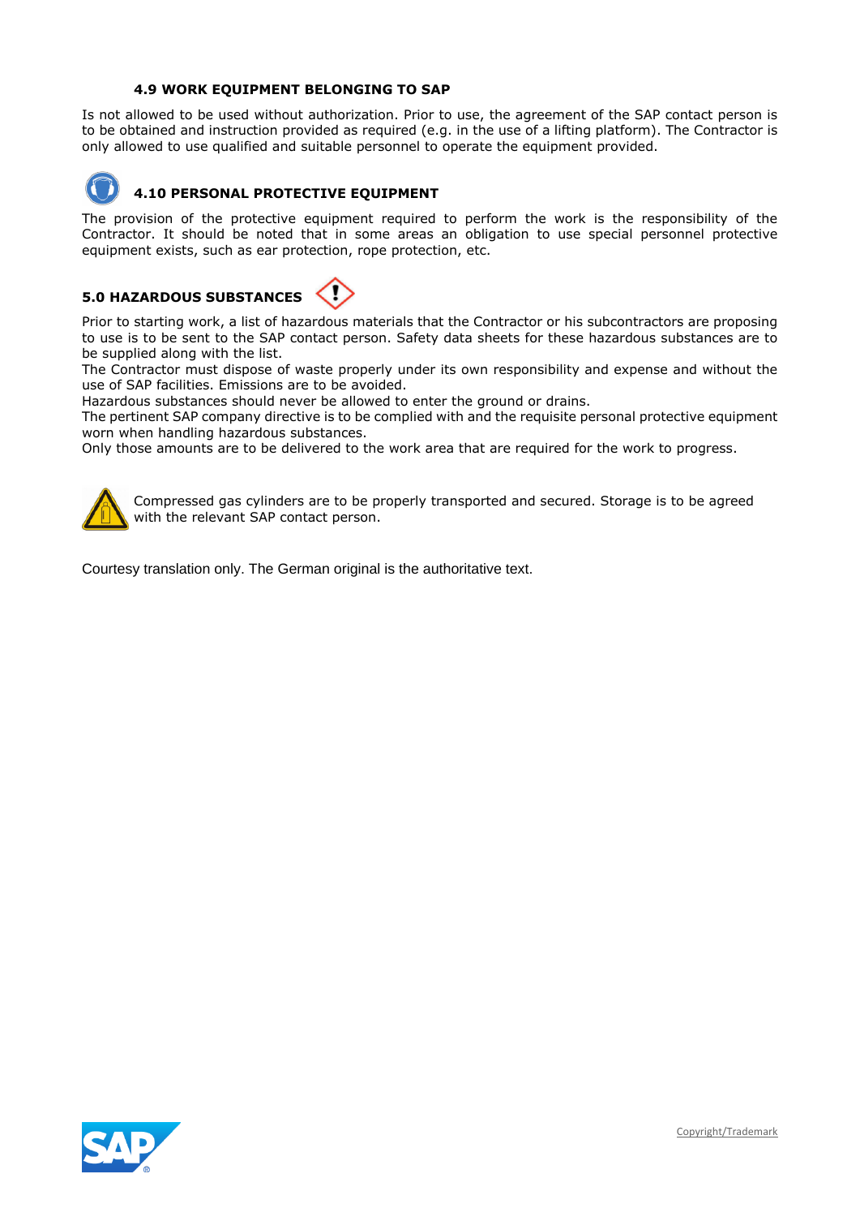### 4.9 WORK EQUIPMENT BELONGING TO SAP

Is not allowed to be used without authorization. Prior to use, the agreement of the SAP contact person is to be obtained and instruction provided as required (e.g. in the use of a lifting platform). The Contractor is only allowed to use qualified and suitable personnel to operate the equipment provided.

### 4.10 PERSONAL PROTECTIVE EQUIPMENT

The provision of the protective equipment required to perform the work is the responsibility of the Contractor. It should be noted that in some areas an obligation to use special personnel protective equipment exists, such as ear protection, rope protection, etc.

## 5.0 HAZARDOUS SUBSTANCES

Prior to starting work, a list of hazardous materials that the Contractor or his subcontractors are proposing to use is to be sent to the SAP contact person. Safety data sheets for these hazardous substances are to be supplied along with the list.
The Contractor must dispose of waste properly under its own responsibility and expense and without the use of SAP facilities. Emissions are to be avoided.
Hazardous substances should never be allowed to enter the ground or drains.
The pertinent SAP company directive is to be complied with and the requisite personal protective equipment worn when handling hazardous substances.
Only those amounts are to be delivered to the work area that are required for the work to progress.

Compressed gas cylinders are to be properly transported and secured. Storage is to be agreed with the relevant SAP contact person.

Courtesy translation only. The German original is the authoritative text.

Copyright/Trademark